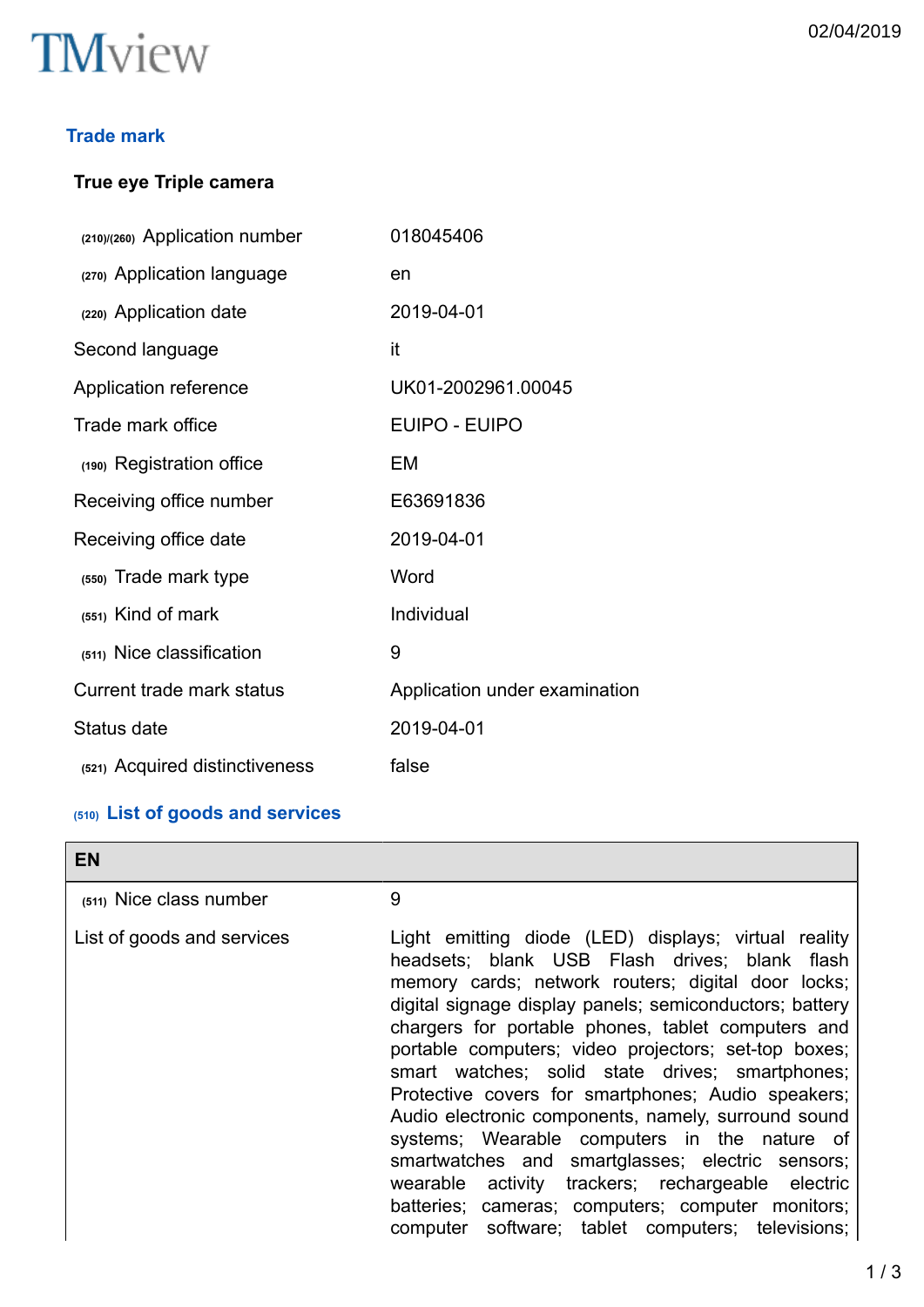TMview

## Trade mark

**True eye Triple camera**

| | |
|---|---|
| (210)/(260) Application number | 018045406 |
| (270) Application language | en |
| (220) Application date | 2019-04-01 |
| Second language | it |
| Application reference | UK01-2002961.00045 |
| Trade mark office | EUIPO - EUIPO |
| (190) Registration office | EM |
| Receiving office number | E63691836 |
| Receiving office date | 2019-04-01 |
| (550) Trade mark type | Word |
| (551) Kind of mark | Individual |
| (511) Nice classification | 9 |
| Current trade mark status | Application under examination |
| Status date | 2019-04-01 |
| (521) Acquired distinctiveness | false |

### (510) List of goods and services

| EN | |
|---|---|
| (511) Nice class number | 9 |
| List of goods and services | Light emitting diode (LED) displays; virtual reality headsets; blank USB Flash drives; blank flash memory cards; network routers; digital door locks; digital signage display panels; semiconductors; battery chargers for portable phones, tablet computers and portable computers; video projectors; set-top boxes; smart watches; solid state drives; smartphones; Protective covers for smartphones; Audio speakers; Audio electronic components, namely, surround sound systems; Wearable computers in the nature of smartwatches and smartglasses; electric sensors; wearable activity trackers; rechargeable electric batteries; cameras; computers; computer monitors; computer software; tablet computers; televisions; |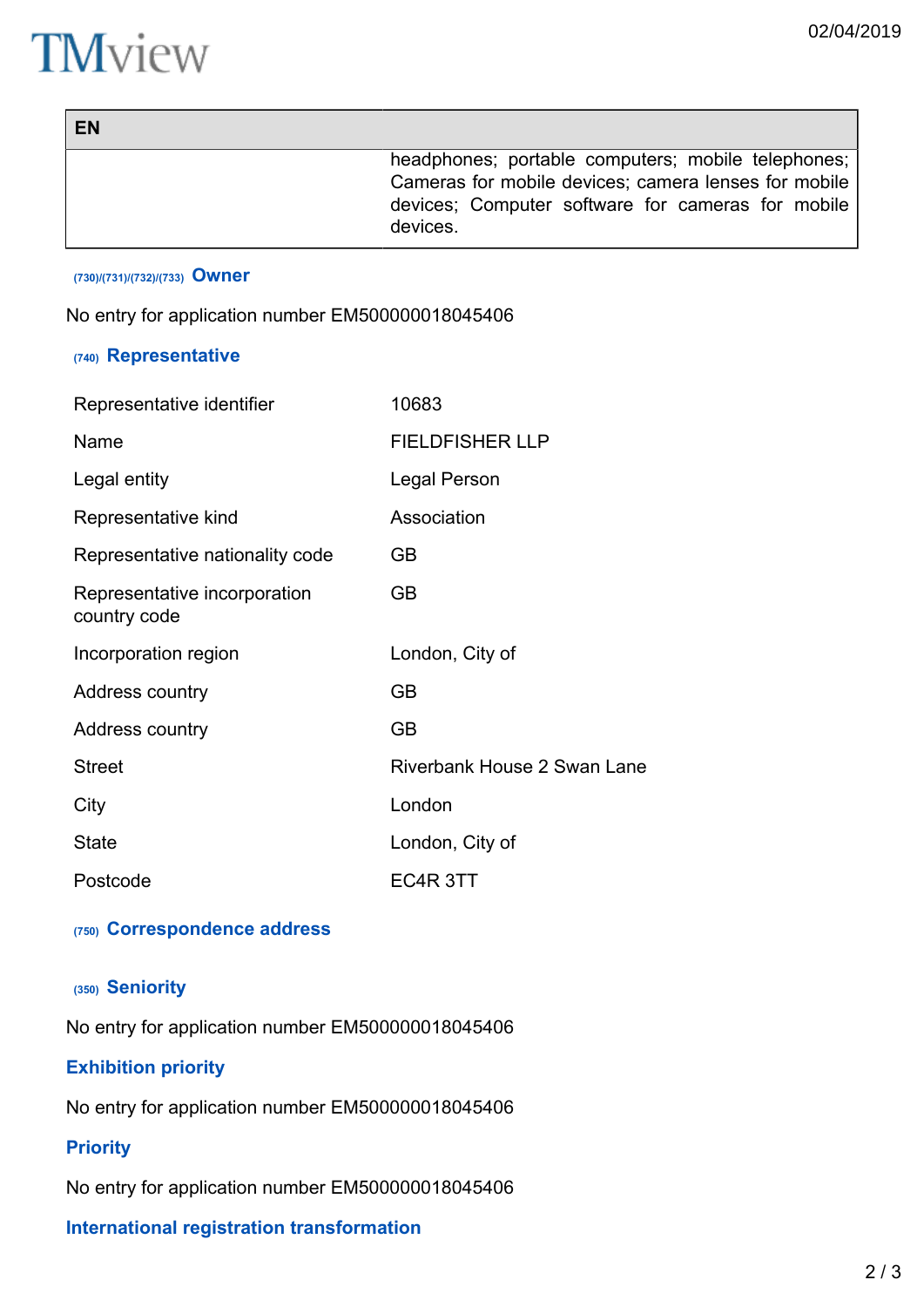| EN | |
|---|---|
| | headphones; portable computers; mobile telephones; Cameras for mobile devices; camera lenses for mobile devices; Computer software for cameras for mobile devices. |

### (730)/(731)/(732)/(733) Owner

No entry for application number EM500000018045406

### (740) Representative

| | |
|---|---|
| Representative identifier | 10683 |
| Name | FIELDFISHER LLP |
| Legal entity | Legal Person |
| Representative kind | Association |
| Representative nationality code | GB |
| Representative incorporation country code | GB |
| Incorporation region | London, City of |
| Address country | GB |
| Address country | GB |
| Street | Riverbank House 2 Swan Lane |
| City | London |
| State | London, City of |
| Postcode | EC4R 3TT |

### (750) Correspondence address

### (350) Seniority

No entry for application number EM500000018045406

### Exhibition priority

No entry for application number EM500000018045406

### Priority

No entry for application number EM500000018045406

### International registration transformation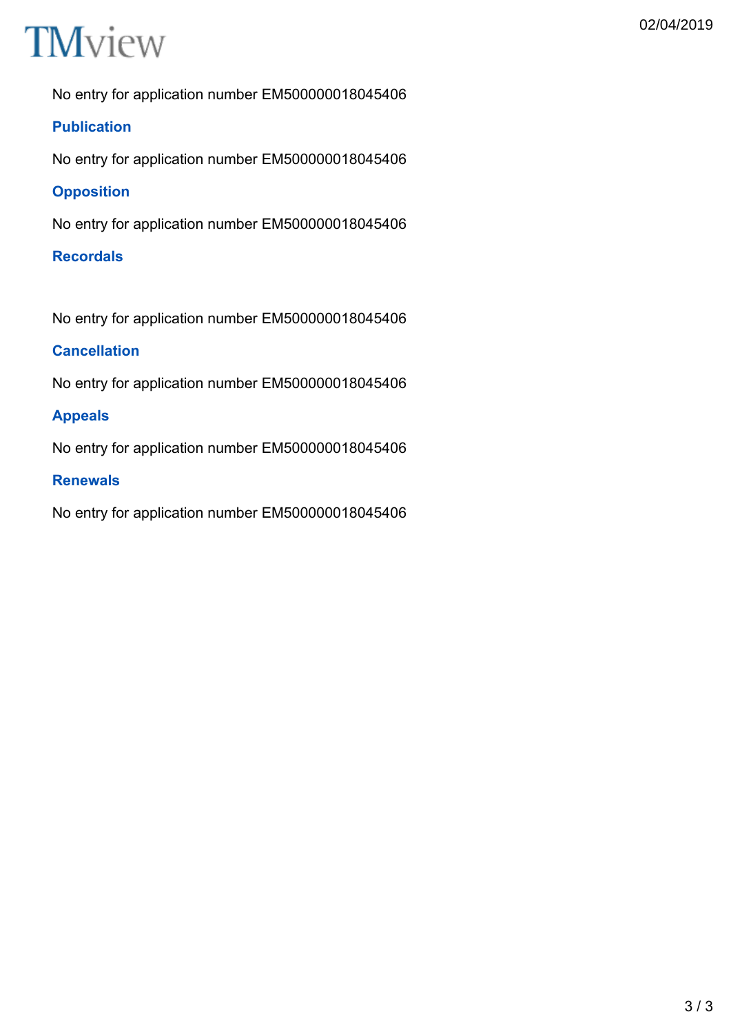No entry for application number EM500000018045406

## Publication

No entry for application number EM500000018045406

## Opposition

No entry for application number EM500000018045406

## Recordals

No entry for application number EM500000018045406

## Cancellation

No entry for application number EM500000018045406

## Appeals

No entry for application number EM500000018045406

## Renewals

No entry for application number EM500000018045406